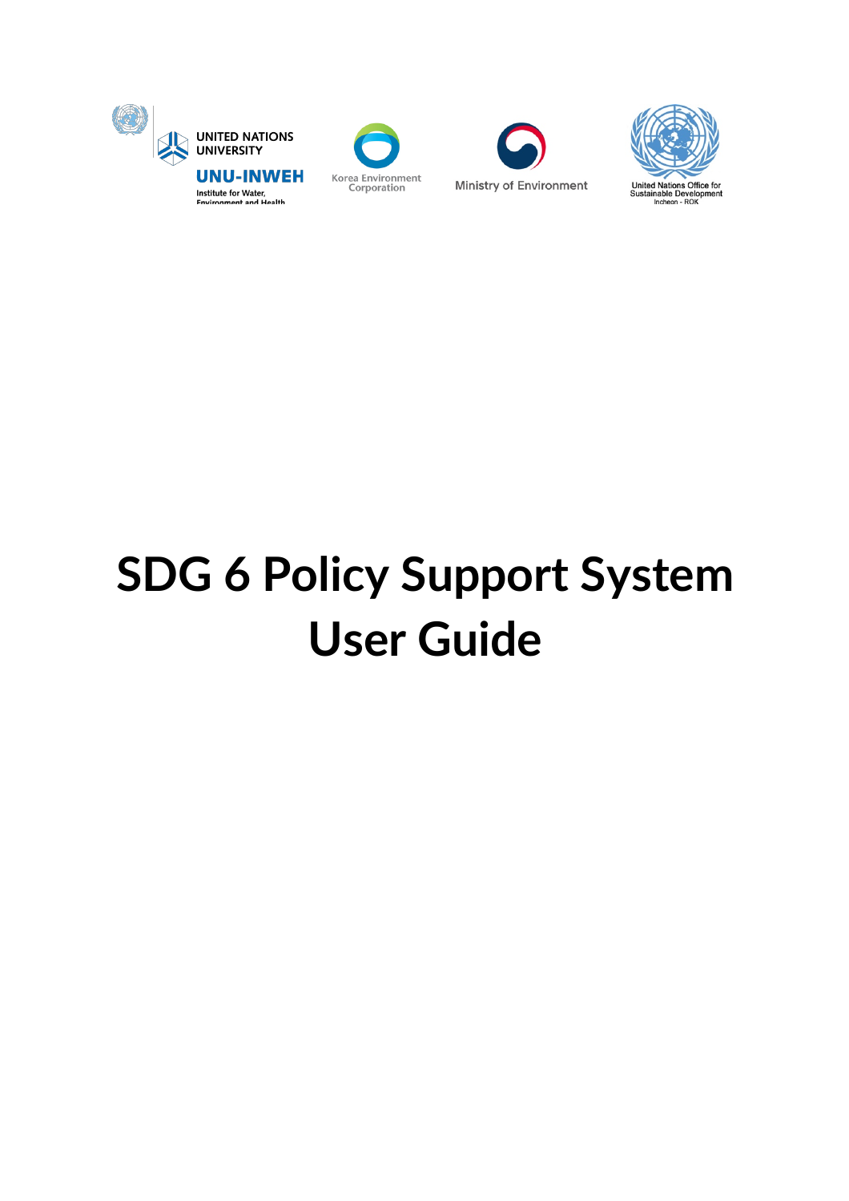UNITED NATIONS UNIVERSITY

UNU-INWEH

Institute for Water, Environment and Health

Korea Environment Corporation

Ministry of Environment

United Nations Office for Sustainable Development

Incheon - ROK

# SDG 6 Policy Support System User Guide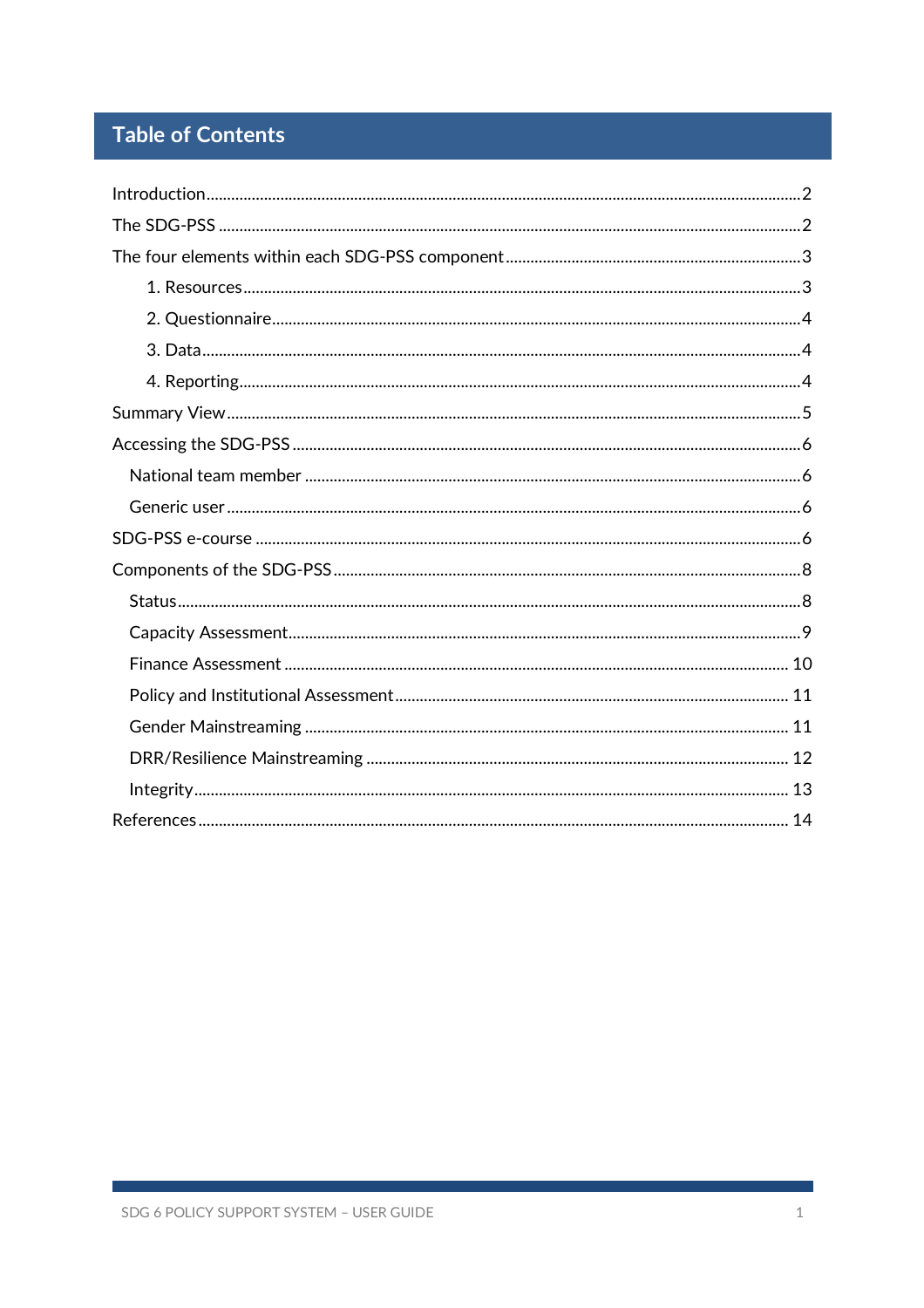# Table of Contents

Introduction ... 2

The SDG-PSS ... 2

The four elements within each SDG-PSS component ... 3

- 1. Resources ... 3
- 2. Questionnaire ... 4
- 3. Data ... 4
- 4. Reporting ... 4

Summary View ... 5

Accessing the SDG-PSS ... 6

- National team member ... 6
- Generic user ... 6

SDG-PSS e-course ... 6

Components of the SDG-PSS ... 8

- Status ... 8
- Capacity Assessment ... 9
- Finance Assessment ... 10
- Policy and Institutional Assessment ... 11
- Gender Mainstreaming ... 11
- DRR/Resilience Mainstreaming ... 12
- Integrity ... 13

References ... 14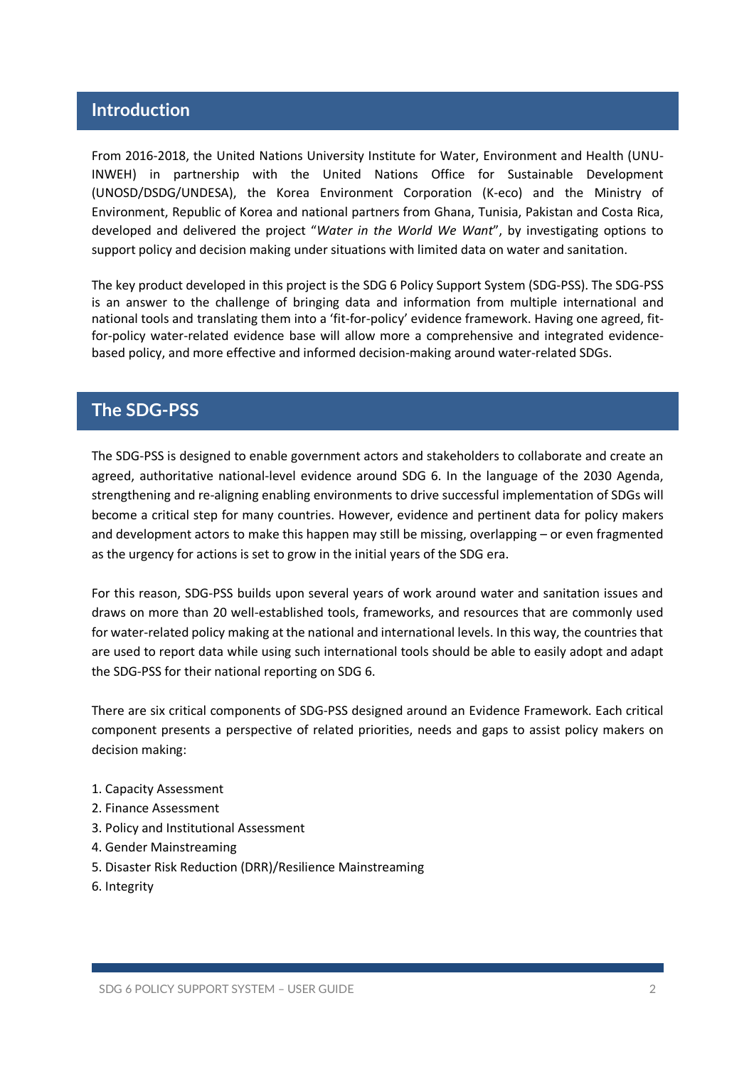## Introduction

From 2016-2018, the United Nations University Institute for Water, Environment and Health (UNU-INWEH) in partnership with the United Nations Office for Sustainable Development (UNOSD/DSDG/UNDESA), the Korea Environment Corporation (K-eco) and the Ministry of Environment, Republic of Korea and national partners from Ghana, Tunisia, Pakistan and Costa Rica, developed and delivered the project "*Water in the World We Want*", by investigating options to support policy and decision making under situations with limited data on water and sanitation.

The key product developed in this project is the SDG 6 Policy Support System (SDG-PSS). The SDG-PSS is an answer to the challenge of bringing data and information from multiple international and national tools and translating them into a 'fit-for-policy' evidence framework. Having one agreed, fit-for-policy water-related evidence base will allow more a comprehensive and integrated evidence-based policy, and more effective and informed decision-making around water-related SDGs.

## The SDG-PSS

The SDG-PSS is designed to enable government actors and stakeholders to collaborate and create an agreed, authoritative national-level evidence around SDG 6. In the language of the 2030 Agenda, strengthening and re-aligning enabling environments to drive successful implementation of SDGs will become a critical step for many countries. However, evidence and pertinent data for policy makers and development actors to make this happen may still be missing, overlapping – or even fragmented as the urgency for actions is set to grow in the initial years of the SDG era.

For this reason, SDG-PSS builds upon several years of work around water and sanitation issues and draws on more than 20 well-established tools, frameworks, and resources that are commonly used for water-related policy making at the national and international levels. In this way, the countries that are used to report data while using such international tools should be able to easily adopt and adapt the SDG-PSS for their national reporting on SDG 6.

There are six critical components of SDG-PSS designed around an Evidence Framework. Each critical component presents a perspective of related priorities, needs and gaps to assist policy makers on decision making:

1. Capacity Assessment
2. Finance Assessment
3. Policy and Institutional Assessment
4. Gender Mainstreaming
5. Disaster Risk Reduction (DRR)/Resilience Mainstreaming
6. Integrity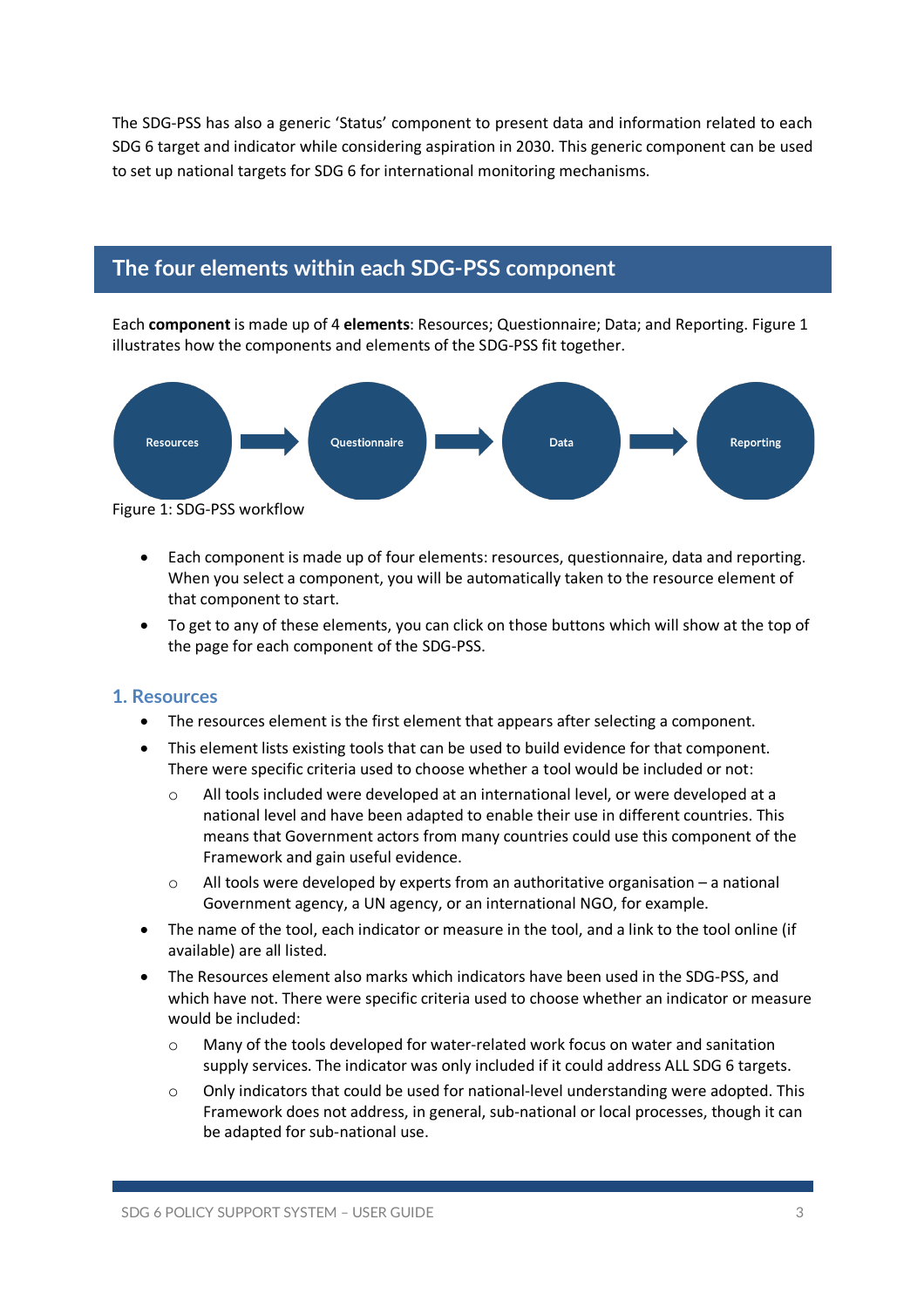The SDG-PSS has also a generic 'Status' component to present data and information related to each SDG 6 target and indicator while considering aspiration in 2030. This generic component can be used to set up national targets for SDG 6 for international monitoring mechanisms.

## The four elements within each SDG-PSS component

Each **component** is made up of 4 **elements**: Resources; Questionnaire; Data; and Reporting. Figure 1 illustrates how the components and elements of the SDG-PSS fit together.

Resources → Questionnaire → Data → Reporting

Figure 1: SDG-PSS workflow

- Each component is made up of four elements: resources, questionnaire, data and reporting. When you select a component, you will be automatically taken to the resource element of that component to start.
- To get to any of these elements, you can click on those buttons which will show at the top of the page for each component of the SDG-PSS.

### 1. Resources

- The resources element is the first element that appears after selecting a component.
- This element lists existing tools that can be used to build evidence for that component. There were specific criteria used to choose whether a tool would be included or not:
  - All tools included were developed at an international level, or were developed at a national level and have been adapted to enable their use in different countries. This means that Government actors from many countries could use this component of the Framework and gain useful evidence.
  - All tools were developed by experts from an authoritative organisation – a national Government agency, a UN agency, or an international NGO, for example.
- The name of the tool, each indicator or measure in the tool, and a link to the tool online (if available) are all listed.
- The Resources element also marks which indicators have been used in the SDG-PSS, and which have not. There were specific criteria used to choose whether an indicator or measure would be included:
  - Many of the tools developed for water-related work focus on water and sanitation supply services. The indicator was only included if it could address ALL SDG 6 targets.
  - Only indicators that could be used for national-level understanding were adopted. This Framework does not address, in general, sub-national or local processes, though it can be adapted for sub-national use.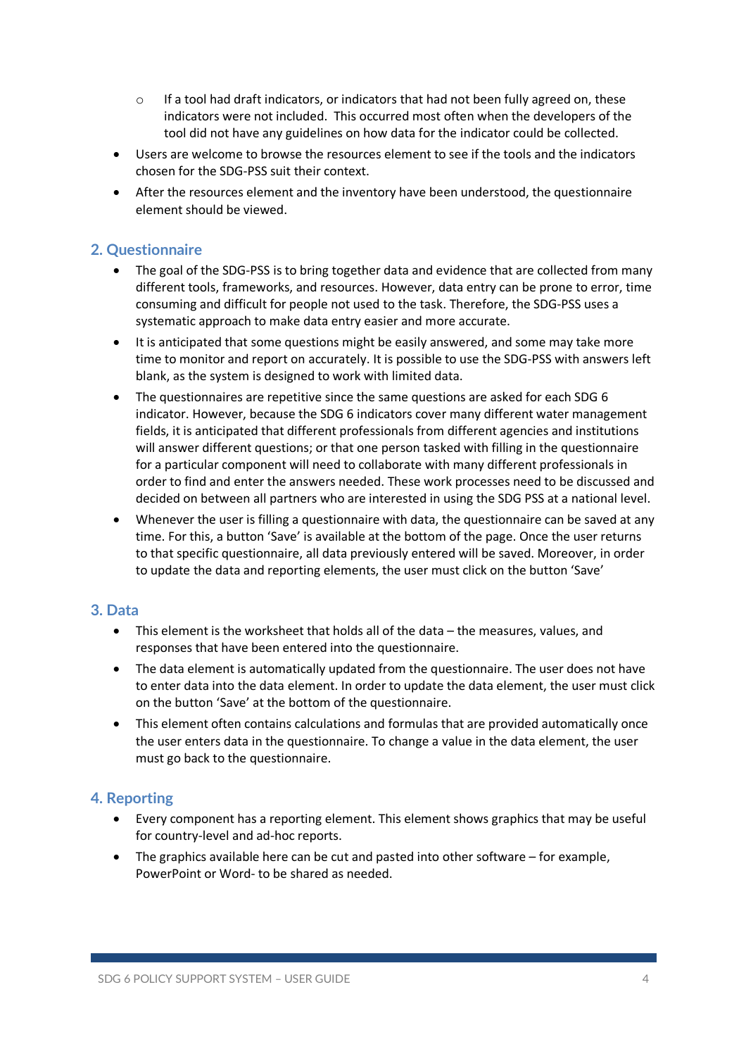- If a tool had draft indicators, or indicators that had not been fully agreed on, these indicators were not included. This occurred most often when the developers of the tool did not have any guidelines on how data for the indicator could be collected.
- Users are welcome to browse the resources element to see if the tools and the indicators chosen for the SDG-PSS suit their context.
- After the resources element and the inventory have been understood, the questionnaire element should be viewed.

## 2. Questionnaire

- The goal of the SDG-PSS is to bring together data and evidence that are collected from many different tools, frameworks, and resources. However, data entry can be prone to error, time consuming and difficult for people not used to the task. Therefore, the SDG-PSS uses a systematic approach to make data entry easier and more accurate.
- It is anticipated that some questions might be easily answered, and some may take more time to monitor and report on accurately. It is possible to use the SDG-PSS with answers left blank, as the system is designed to work with limited data.
- The questionnaires are repetitive since the same questions are asked for each SDG 6 indicator. However, because the SDG 6 indicators cover many different water management fields, it is anticipated that different professionals from different agencies and institutions will answer different questions; or that one person tasked with filling in the questionnaire for a particular component will need to collaborate with many different professionals in order to find and enter the answers needed. These work processes need to be discussed and decided on between all partners who are interested in using the SDG PSS at a national level.
- Whenever the user is filling a questionnaire with data, the questionnaire can be saved at any time. For this, a button 'Save' is available at the bottom of the page. Once the user returns to that specific questionnaire, all data previously entered will be saved. Moreover, in order to update the data and reporting elements, the user must click on the button 'Save'

## 3. Data

- This element is the worksheet that holds all of the data – the measures, values, and responses that have been entered into the questionnaire.
- The data element is automatically updated from the questionnaire. The user does not have to enter data into the data element. In order to update the data element, the user must click on the button 'Save' at the bottom of the questionnaire.
- This element often contains calculations and formulas that are provided automatically once the user enters data in the questionnaire. To change a value in the data element, the user must go back to the questionnaire.

## 4. Reporting

- Every component has a reporting element. This element shows graphics that may be useful for country-level and ad-hoc reports.
- The graphics available here can be cut and pasted into other software – for example, PowerPoint or Word- to be shared as needed.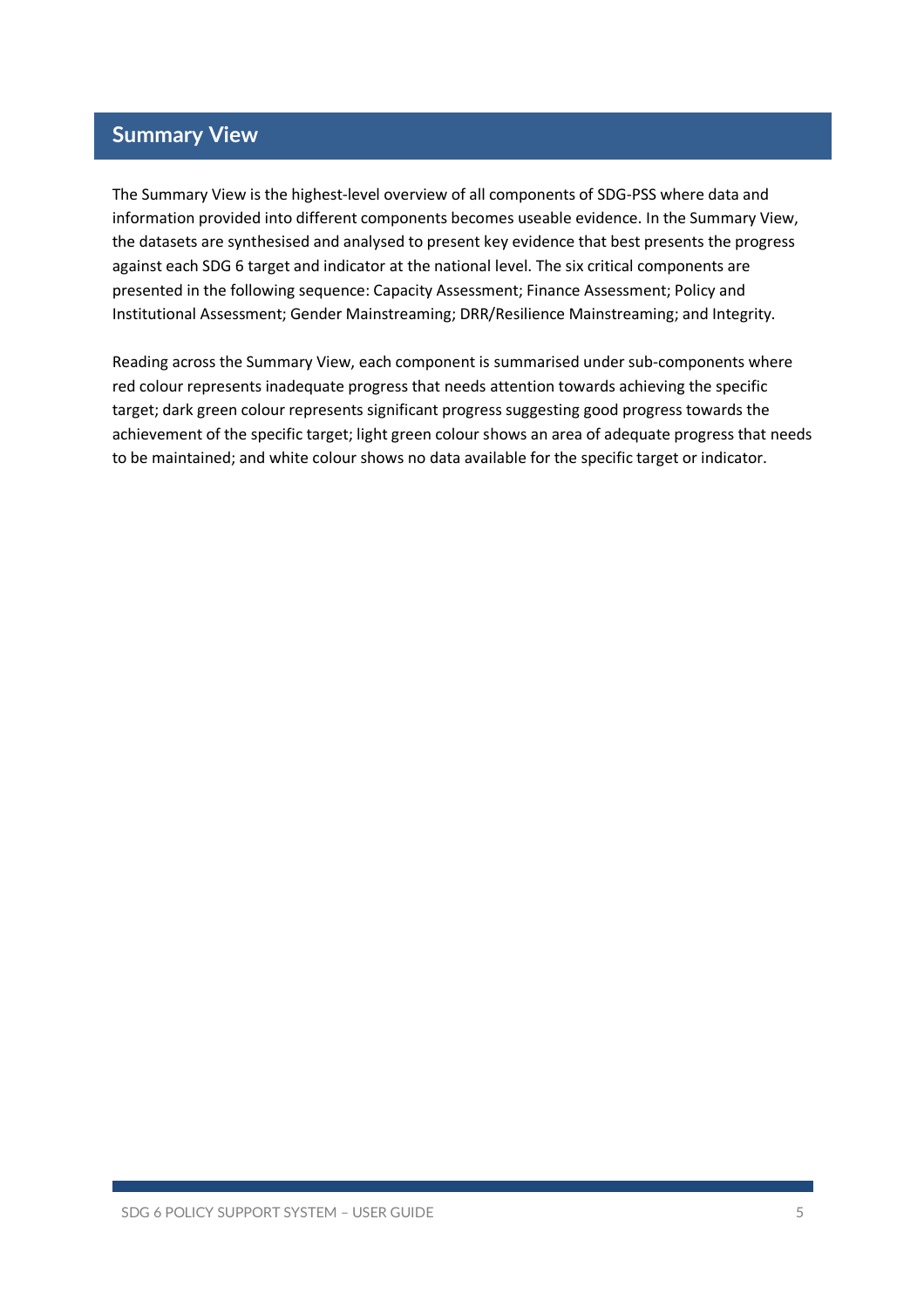## Summary View

The Summary View is the highest-level overview of all components of SDG-PSS where data and information provided into different components becomes useable evidence. In the Summary View, the datasets are synthesised and analysed to present key evidence that best presents the progress against each SDG 6 target and indicator at the national level. The six critical components are presented in the following sequence: Capacity Assessment; Finance Assessment; Policy and Institutional Assessment; Gender Mainstreaming; DRR/Resilience Mainstreaming; and Integrity.

Reading across the Summary View, each component is summarised under sub-components where red colour represents inadequate progress that needs attention towards achieving the specific target; dark green colour represents significant progress suggesting good progress towards the achievement of the specific target; light green colour shows an area of adequate progress that needs to be maintained; and white colour shows no data available for the specific target or indicator.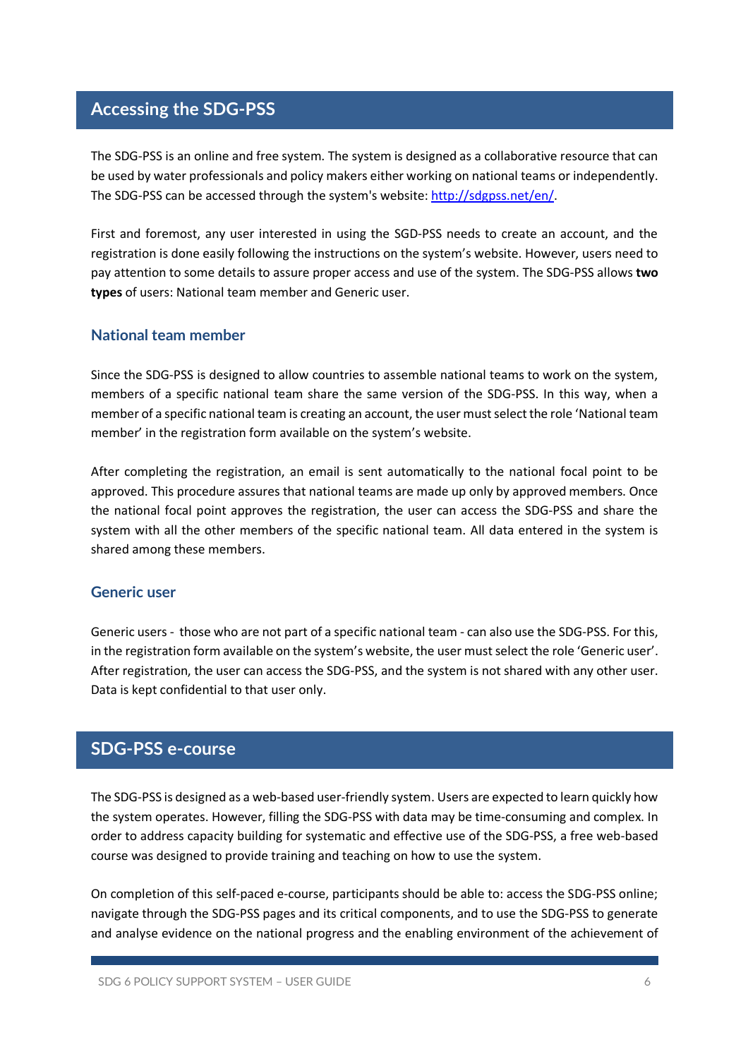## Accessing the SDG-PSS

The SDG-PSS is an online and free system. The system is designed as a collaborative resource that can be used by water professionals and policy makers either working on national teams or independently. The SDG-PSS can be accessed through the system's website: [http://sdgpss.net/en/](http://sdgpss.net/en/).

First and foremost, any user interested in using the SGD-PSS needs to create an account, and the registration is done easily following the instructions on the system's website. However, users need to pay attention to some details to assure proper access and use of the system. The SDG-PSS allows **two types** of users: National team member and Generic user.

### National team member

Since the SDG-PSS is designed to allow countries to assemble national teams to work on the system, members of a specific national team share the same version of the SDG-PSS. In this way, when a member of a specific national team is creating an account, the user must select the role 'National team member' in the registration form available on the system's website.

After completing the registration, an email is sent automatically to the national focal point to be approved. This procedure assures that national teams are made up only by approved members. Once the national focal point approves the registration, the user can access the SDG-PSS and share the system with all the other members of the specific national team. All data entered in the system is shared among these members.

### Generic user

Generic users - those who are not part of a specific national team - can also use the SDG-PSS. For this, in the registration form available on the system's website, the user must select the role 'Generic user'. After registration, the user can access the SDG-PSS, and the system is not shared with any other user. Data is kept confidential to that user only.

## SDG-PSS e-course

The SDG-PSS is designed as a web-based user-friendly system. Users are expected to learn quickly how the system operates. However, filling the SDG-PSS with data may be time-consuming and complex. In order to address capacity building for systematic and effective use of the SDG-PSS, a free web-based course was designed to provide training and teaching on how to use the system.

On completion of this self-paced e-course, participants should be able to: access the SDG-PSS online; navigate through the SDG-PSS pages and its critical components, and to use the SDG-PSS to generate and analyse evidence on the national progress and the enabling environment of the achievement of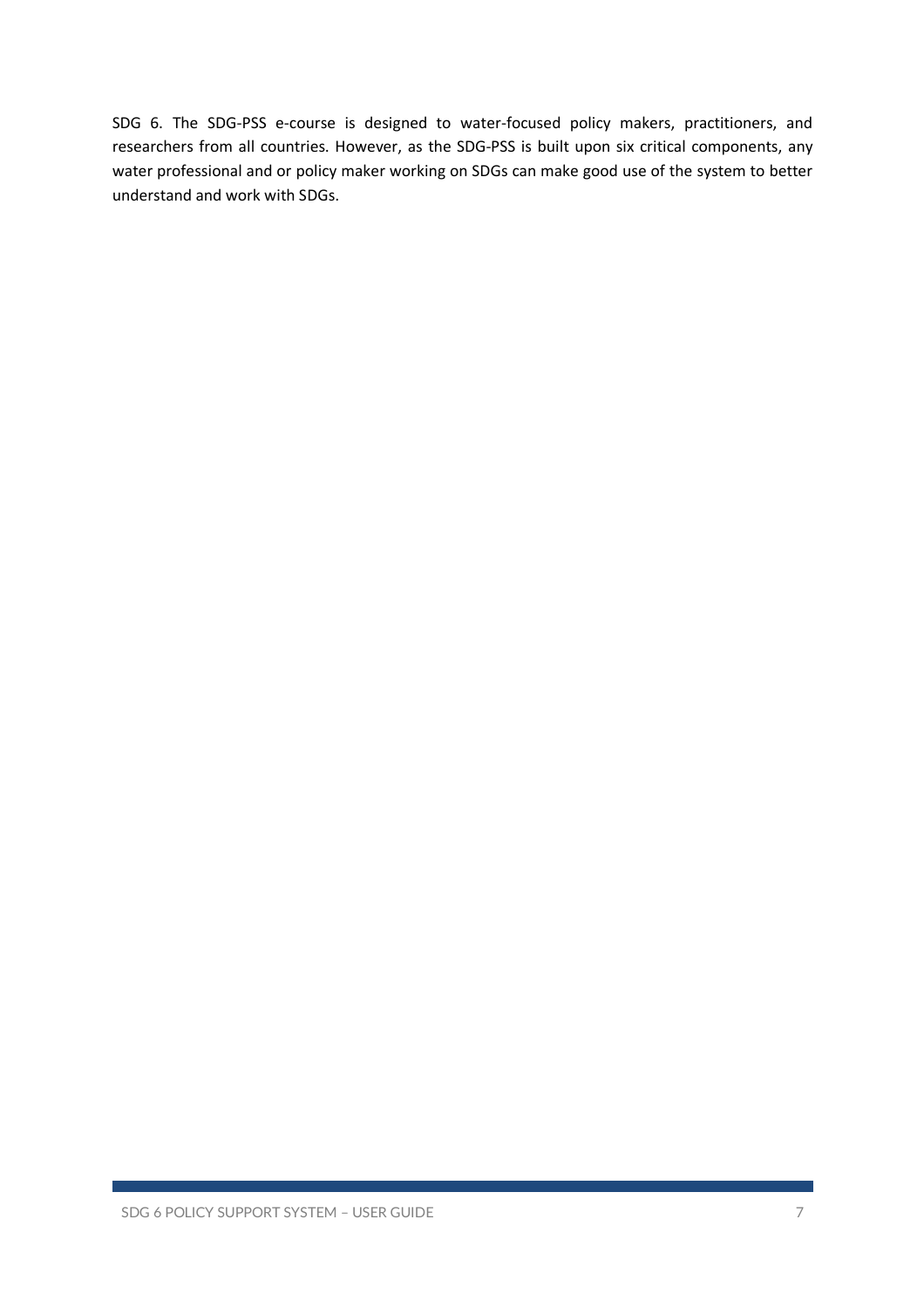SDG 6. The SDG-PSS e-course is designed to water-focused policy makers, practitioners, and researchers from all countries. However, as the SDG-PSS is built upon six critical components, any water professional and or policy maker working on SDGs can make good use of the system to better understand and work with SDGs.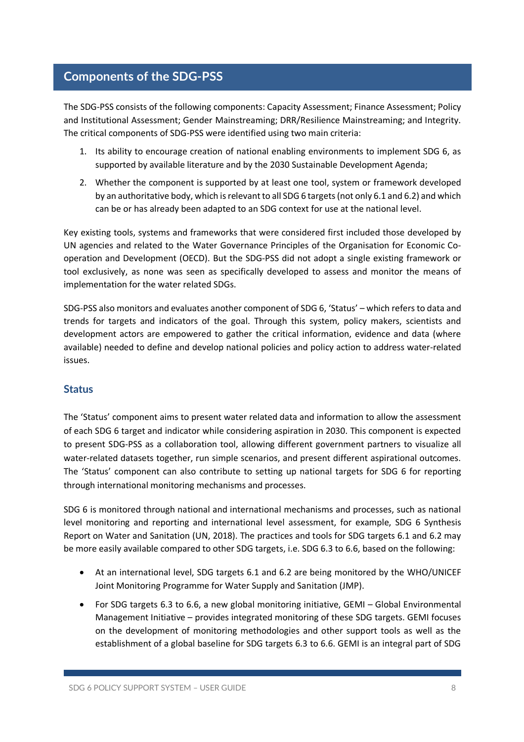## Components of the SDG-PSS

The SDG-PSS consists of the following components: Capacity Assessment; Finance Assessment; Policy and Institutional Assessment; Gender Mainstreaming; DRR/Resilience Mainstreaming; and Integrity. The critical components of SDG-PSS were identified using two main criteria:

1. Its ability to encourage creation of national enabling environments to implement SDG 6, as supported by available literature and by the 2030 Sustainable Development Agenda;
2. Whether the component is supported by at least one tool, system or framework developed by an authoritative body, which is relevant to all SDG 6 targets (not only 6.1 and 6.2) and which can be or has already been adapted to an SDG context for use at the national level.

Key existing tools, systems and frameworks that were considered first included those developed by UN agencies and related to the Water Governance Principles of the Organisation for Economic Co-operation and Development (OECD). But the SDG-PSS did not adopt a single existing framework or tool exclusively, as none was seen as specifically developed to assess and monitor the means of implementation for the water related SDGs.

SDG-PSS also monitors and evaluates another component of SDG 6, 'Status' – which refers to data and trends for targets and indicators of the goal. Through this system, policy makers, scientists and development actors are empowered to gather the critical information, evidence and data (where available) needed to define and develop national policies and policy action to address water-related issues.

### Status

The 'Status' component aims to present water related data and information to allow the assessment of each SDG 6 target and indicator while considering aspiration in 2030. This component is expected to present SDG-PSS as a collaboration tool, allowing different government partners to visualize all water-related datasets together, run simple scenarios, and present different aspirational outcomes. The 'Status' component can also contribute to setting up national targets for SDG 6 for reporting through international monitoring mechanisms and processes.

SDG 6 is monitored through national and international mechanisms and processes, such as national level monitoring and reporting and international level assessment, for example, SDG 6 Synthesis Report on Water and Sanitation (UN, 2018). The practices and tools for SDG targets 6.1 and 6.2 may be more easily available compared to other SDG targets, i.e. SDG 6.3 to 6.6, based on the following:

- At an international level, SDG targets 6.1 and 6.2 are being monitored by the WHO/UNICEF Joint Monitoring Programme for Water Supply and Sanitation (JMP).
- For SDG targets 6.3 to 6.6, a new global monitoring initiative, GEMI – Global Environmental Management Initiative – provides integrated monitoring of these SDG targets. GEMI focuses on the development of monitoring methodologies and other support tools as well as the establishment of a global baseline for SDG targets 6.3 to 6.6. GEMI is an integral part of SDG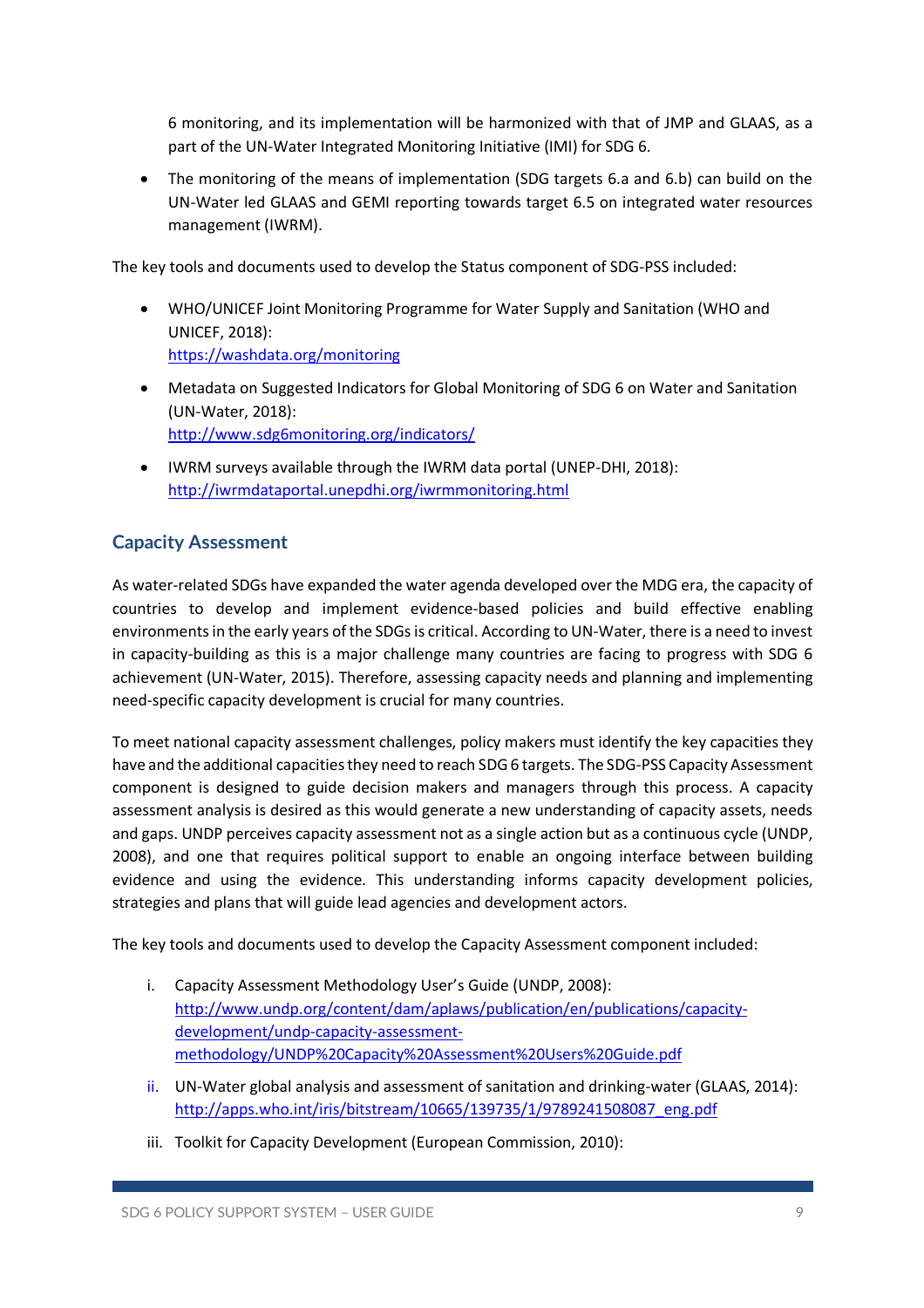6 monitoring, and its implementation will be harmonized with that of JMP and GLAAS, as a part of the UN-Water Integrated Monitoring Initiative (IMI) for SDG 6.

- The monitoring of the means of implementation (SDG targets 6.a and 6.b) can build on the UN-Water led GLAAS and GEMI reporting towards target 6.5 on integrated water resources management (IWRM).

The key tools and documents used to develop the Status component of SDG-PSS included:

- WHO/UNICEF Joint Monitoring Programme for Water Supply and Sanitation (WHO and UNICEF, 2018):
  https://washdata.org/monitoring
- Metadata on Suggested Indicators for Global Monitoring of SDG 6 on Water and Sanitation (UN-Water, 2018):
  http://www.sdg6monitoring.org/indicators/
- IWRM surveys available through the IWRM data portal (UNEP-DHI, 2018):
  http://iwrmdataportal.unepdhi.org/iwrmmonitoring.html

## Capacity Assessment

As water-related SDGs have expanded the water agenda developed over the MDG era, the capacity of countries to develop and implement evidence-based policies and build effective enabling environments in the early years of the SDGs is critical. According to UN-Water, there is a need to invest in capacity-building as this is a major challenge many countries are facing to progress with SDG 6 achievement (UN-Water, 2015). Therefore, assessing capacity needs and planning and implementing need-specific capacity development is crucial for many countries.

To meet national capacity assessment challenges, policy makers must identify the key capacities they have and the additional capacities they need to reach SDG 6 targets. The SDG-PSS Capacity Assessment component is designed to guide decision makers and managers through this process. A capacity assessment analysis is desired as this would generate a new understanding of capacity assets, needs and gaps. UNDP perceives capacity assessment not as a single action but as a continuous cycle (UNDP, 2008), and one that requires political support to enable an ongoing interface between building evidence and using the evidence. This understanding informs capacity development policies, strategies and plans that will guide lead agencies and development actors.

The key tools and documents used to develop the Capacity Assessment component included:

i. Capacity Assessment Methodology User's Guide (UNDP, 2008):
   http://www.undp.org/content/dam/aplaws/publication/en/publications/capacity-development/undp-capacity-assessment-methodology/UNDP%20Capacity%20Assessment%20Users%20Guide.pdf

ii. UN-Water global analysis and assessment of sanitation and drinking-water (GLAAS, 2014):
   http://apps.who.int/iris/bitstream/10665/139735/1/9789241508087_eng.pdf

iii. Toolkit for Capacity Development (European Commission, 2010):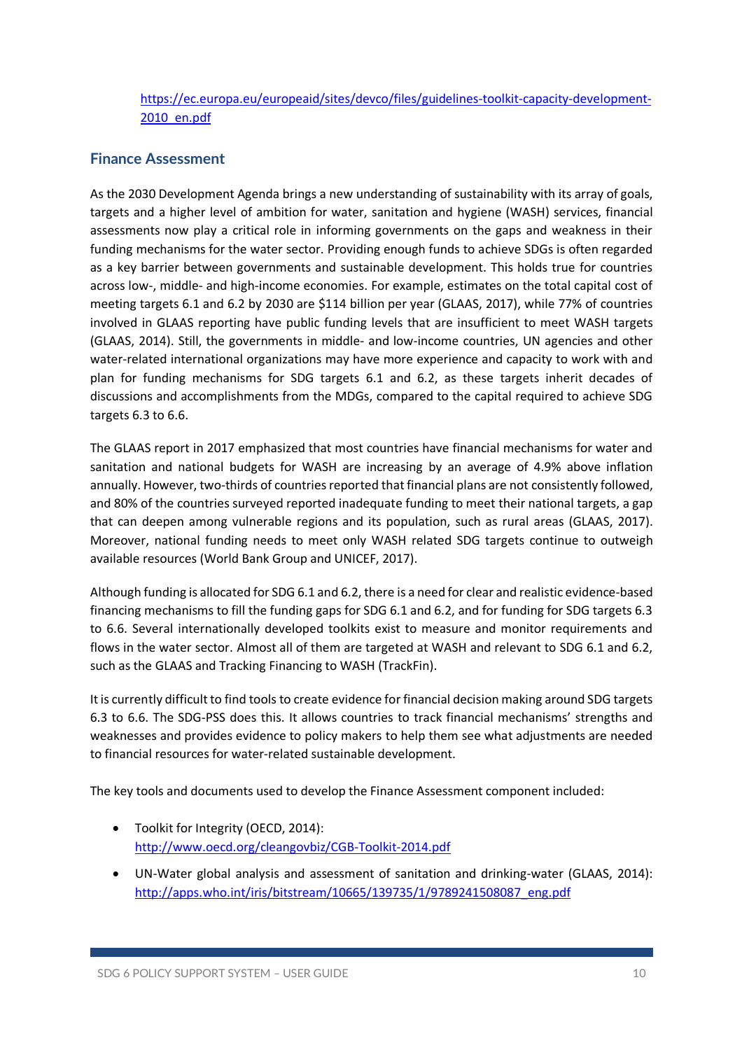https://ec.europa.eu/europeaid/sites/devco/files/guidelines-toolkit-capacity-development-2010_en.pdf

## Finance Assessment

As the 2030 Development Agenda brings a new understanding of sustainability with its array of goals, targets and a higher level of ambition for water, sanitation and hygiene (WASH) services, financial assessments now play a critical role in informing governments on the gaps and weakness in their funding mechanisms for the water sector. Providing enough funds to achieve SDGs is often regarded as a key barrier between governments and sustainable development. This holds true for countries across low-, middle- and high-income economies. For example, estimates on the total capital cost of meeting targets 6.1 and 6.2 by 2030 are $114 billion per year (GLAAS, 2017), while 77% of countries involved in GLAAS reporting have public funding levels that are insufficient to meet WASH targets (GLAAS, 2014). Still, the governments in middle- and low-income countries, UN agencies and other water-related international organizations may have more experience and capacity to work with and plan for funding mechanisms for SDG targets 6.1 and 6.2, as these targets inherit decades of discussions and accomplishments from the MDGs, compared to the capital required to achieve SDG targets 6.3 to 6.6.

The GLAAS report in 2017 emphasized that most countries have financial mechanisms for water and sanitation and national budgets for WASH are increasing by an average of 4.9% above inflation annually. However, two-thirds of countries reported that financial plans are not consistently followed, and 80% of the countries surveyed reported inadequate funding to meet their national targets, a gap that can deepen among vulnerable regions and its population, such as rural areas (GLAAS, 2017). Moreover, national funding needs to meet only WASH related SDG targets continue to outweigh available resources (World Bank Group and UNICEF, 2017).

Although funding is allocated for SDG 6.1 and 6.2, there is a need for clear and realistic evidence-based financing mechanisms to fill the funding gaps for SDG 6.1 and 6.2, and for funding for SDG targets 6.3 to 6.6. Several internationally developed toolkits exist to measure and monitor requirements and flows in the water sector. Almost all of them are targeted at WASH and relevant to SDG 6.1 and 6.2, such as the GLAAS and Tracking Financing to WASH (TrackFin).

It is currently difficult to find tools to create evidence for financial decision making around SDG targets 6.3 to 6.6. The SDG-PSS does this. It allows countries to track financial mechanisms' strengths and weaknesses and provides evidence to policy makers to help them see what adjustments are needed to financial resources for water-related sustainable development.

The key tools and documents used to develop the Finance Assessment component included:

- Toolkit for Integrity (OECD, 2014): http://www.oecd.org/cleangovbiz/CGB-Toolkit-2014.pdf
- UN-Water global analysis and assessment of sanitation and drinking-water (GLAAS, 2014): http://apps.who.int/iris/bitstream/10665/139735/1/9789241508087_eng.pdf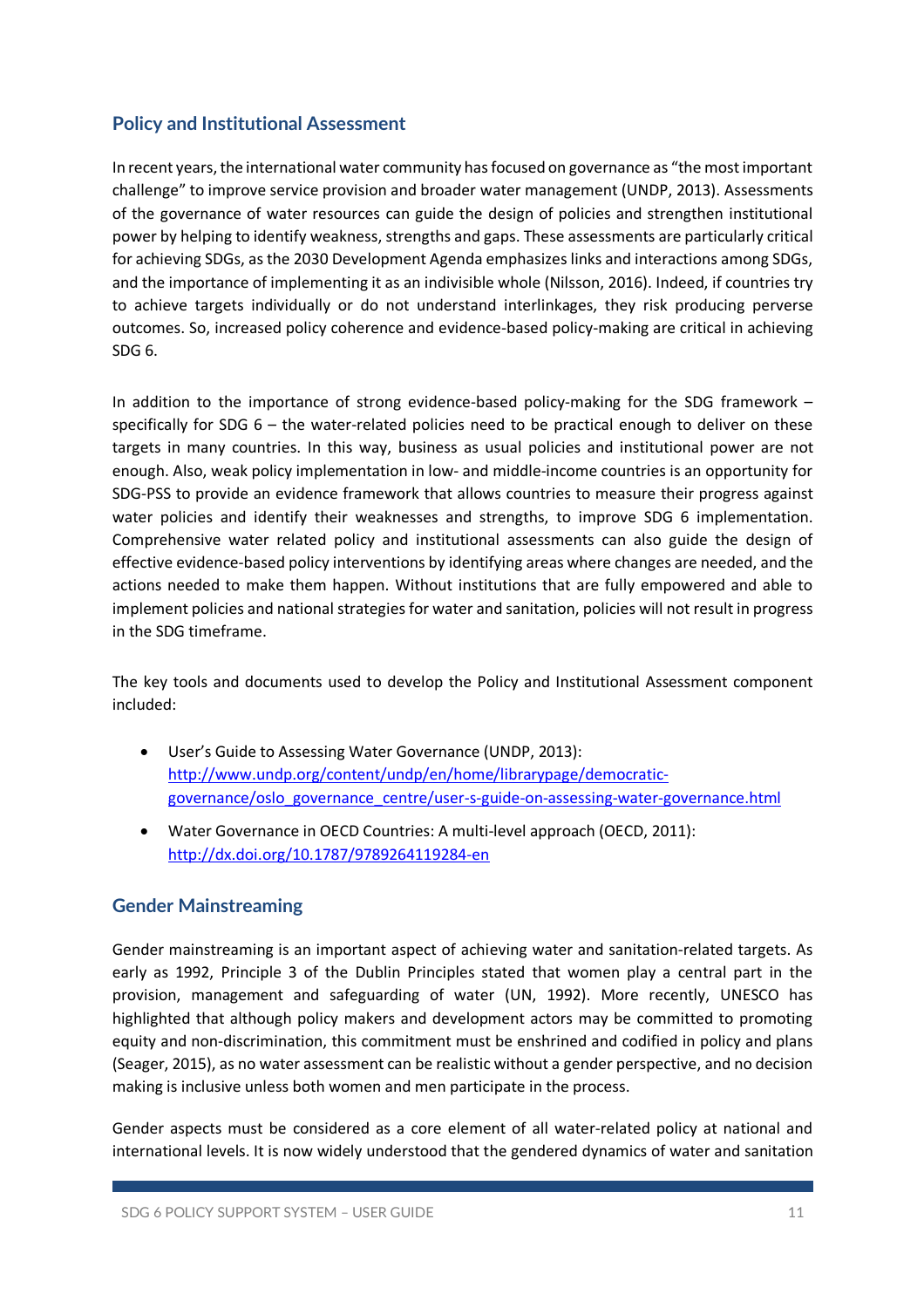## Policy and Institutional Assessment

In recent years, the international water community has focused on governance as "the most important challenge" to improve service provision and broader water management (UNDP, 2013). Assessments of the governance of water resources can guide the design of policies and strengthen institutional power by helping to identify weakness, strengths and gaps. These assessments are particularly critical for achieving SDGs, as the 2030 Development Agenda emphasizes links and interactions among SDGs, and the importance of implementing it as an indivisible whole (Nilsson, 2016). Indeed, if countries try to achieve targets individually or do not understand interlinkages, they risk producing perverse outcomes. So, increased policy coherence and evidence-based policy-making are critical in achieving SDG 6.

In addition to the importance of strong evidence-based policy-making for the SDG framework – specifically for SDG 6 – the water-related policies need to be practical enough to deliver on these targets in many countries. In this way, business as usual policies and institutional power are not enough. Also, weak policy implementation in low- and middle-income countries is an opportunity for SDG-PSS to provide an evidence framework that allows countries to measure their progress against water policies and identify their weaknesses and strengths, to improve SDG 6 implementation. Comprehensive water related policy and institutional assessments can also guide the design of effective evidence-based policy interventions by identifying areas where changes are needed, and the actions needed to make them happen. Without institutions that are fully empowered and able to implement policies and national strategies for water and sanitation, policies will not result in progress in the SDG timeframe.

The key tools and documents used to develop the Policy and Institutional Assessment component included:

- User's Guide to Assessing Water Governance (UNDP, 2013): http://www.undp.org/content/undp/en/home/librarypage/democratic-governance/oslo_governance_centre/user-s-guide-on-assessing-water-governance.html
- Water Governance in OECD Countries: A multi-level approach (OECD, 2011): http://dx.doi.org/10.1787/9789264119284-en

## Gender Mainstreaming

Gender mainstreaming is an important aspect of achieving water and sanitation-related targets. As early as 1992, Principle 3 of the Dublin Principles stated that women play a central part in the provision, management and safeguarding of water (UN, 1992). More recently, UNESCO has highlighted that although policy makers and development actors may be committed to promoting equity and non-discrimination, this commitment must be enshrined and codified in policy and plans (Seager, 2015), as no water assessment can be realistic without a gender perspective, and no decision making is inclusive unless both women and men participate in the process.

Gender aspects must be considered as a core element of all water-related policy at national and international levels. It is now widely understood that the gendered dynamics of water and sanitation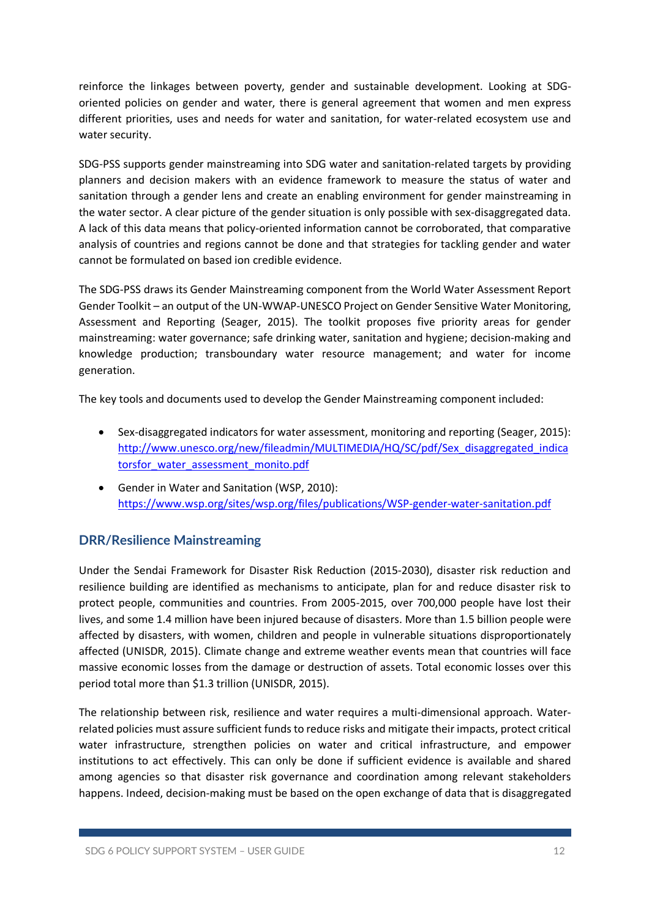reinforce the linkages between poverty, gender and sustainable development. Looking at SDG-oriented policies on gender and water, there is general agreement that women and men express different priorities, uses and needs for water and sanitation, for water-related ecosystem use and water security.

SDG-PSS supports gender mainstreaming into SDG water and sanitation-related targets by providing planners and decision makers with an evidence framework to measure the status of water and sanitation through a gender lens and create an enabling environment for gender mainstreaming in the water sector. A clear picture of the gender situation is only possible with sex-disaggregated data. A lack of this data means that policy-oriented information cannot be corroborated, that comparative analysis of countries and regions cannot be done and that strategies for tackling gender and water cannot be formulated on based ion credible evidence.

The SDG-PSS draws its Gender Mainstreaming component from the World Water Assessment Report Gender Toolkit – an output of the UN-WWAP-UNESCO Project on Gender Sensitive Water Monitoring, Assessment and Reporting (Seager, 2015). The toolkit proposes five priority areas for gender mainstreaming: water governance; safe drinking water, sanitation and hygiene; decision-making and knowledge production; transboundary water resource management; and water for income generation.

The key tools and documents used to develop the Gender Mainstreaming component included:

- Sex-disaggregated indicators for water assessment, monitoring and reporting (Seager, 2015): http://www.unesco.org/new/fileadmin/MULTIMEDIA/HQ/SC/pdf/Sex_disaggregated_indicatorsfor_water_assessment_monito.pdf
- Gender in Water and Sanitation (WSP, 2010): https://www.wsp.org/sites/wsp.org/files/publications/WSP-gender-water-sanitation.pdf

## DRR/Resilience Mainstreaming

Under the Sendai Framework for Disaster Risk Reduction (2015-2030), disaster risk reduction and resilience building are identified as mechanisms to anticipate, plan for and reduce disaster risk to protect people, communities and countries. From 2005-2015, over 700,000 people have lost their lives, and some 1.4 million have been injured because of disasters. More than 1.5 billion people were affected by disasters, with women, children and people in vulnerable situations disproportionately affected (UNISDR, 2015). Climate change and extreme weather events mean that countries will face massive economic losses from the damage or destruction of assets. Total economic losses over this period total more than $1.3 trillion (UNISDR, 2015).

The relationship between risk, resilience and water requires a multi-dimensional approach. Water-related policies must assure sufficient funds to reduce risks and mitigate their impacts, protect critical water infrastructure, strengthen policies on water and critical infrastructure, and empower institutions to act effectively. This can only be done if sufficient evidence is available and shared among agencies so that disaster risk governance and coordination among relevant stakeholders happens. Indeed, decision-making must be based on the open exchange of data that is disaggregated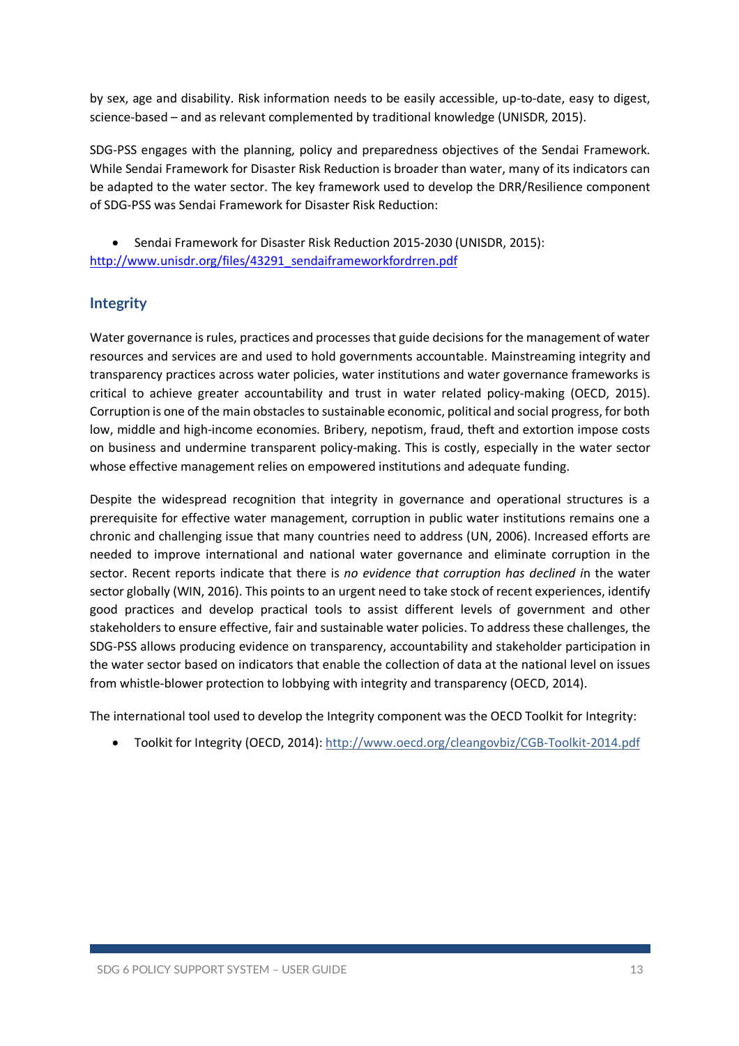by sex, age and disability. Risk information needs to be easily accessible, up-to-date, easy to digest, science-based – and as relevant complemented by traditional knowledge (UNISDR, 2015).

SDG-PSS engages with the planning, policy and preparedness objectives of the Sendai Framework. While Sendai Framework for Disaster Risk Reduction is broader than water, many of its indicators can be adapted to the water sector. The key framework used to develop the DRR/Resilience component of SDG-PSS was Sendai Framework for Disaster Risk Reduction:

- Sendai Framework for Disaster Risk Reduction 2015-2030 (UNISDR, 2015): http://www.unisdr.org/files/43291_sendaiframeworkfordrren.pdf

## Integrity

Water governance is rules, practices and processes that guide decisions for the management of water resources and services are and used to hold governments accountable. Mainstreaming integrity and transparency practices across water policies, water institutions and water governance frameworks is critical to achieve greater accountability and trust in water related policy-making (OECD, 2015). Corruption is one of the main obstacles to sustainable economic, political and social progress, for both low, middle and high-income economies. Bribery, nepotism, fraud, theft and extortion impose costs on business and undermine transparent policy-making. This is costly, especially in the water sector whose effective management relies on empowered institutions and adequate funding.

Despite the widespread recognition that integrity in governance and operational structures is a prerequisite for effective water management, corruption in public water institutions remains one a chronic and challenging issue that many countries need to address (UN, 2006). Increased efforts are needed to improve international and national water governance and eliminate corruption in the sector. Recent reports indicate that there is *no evidence that corruption has declined i*n the water sector globally (WIN, 2016). This points to an urgent need to take stock of recent experiences, identify good practices and develop practical tools to assist different levels of government and other stakeholders to ensure effective, fair and sustainable water policies. To address these challenges, the SDG-PSS allows producing evidence on transparency, accountability and stakeholder participation in the water sector based on indicators that enable the collection of data at the national level on issues from whistle-blower protection to lobbying with integrity and transparency (OECD, 2014).

The international tool used to develop the Integrity component was the OECD Toolkit for Integrity:

- Toolkit for Integrity (OECD, 2014): http://www.oecd.org/cleangovbiz/CGB-Toolkit-2014.pdf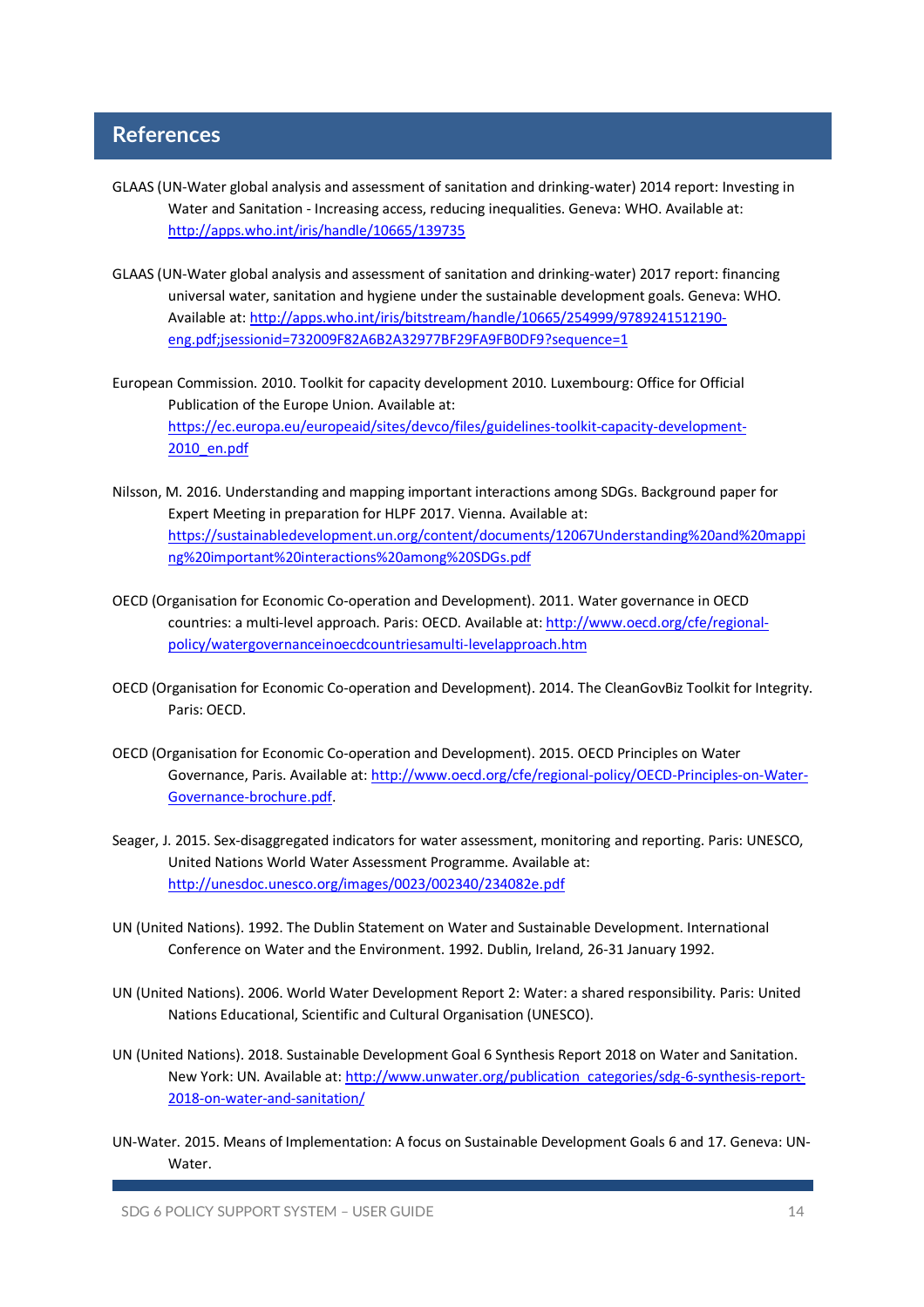## References

GLAAS (UN-Water global analysis and assessment of sanitation and drinking-water) 2014 report: Investing in Water and Sanitation - Increasing access, reducing inequalities. Geneva: WHO. Available at: http://apps.who.int/iris/handle/10665/139735

GLAAS (UN-Water global analysis and assessment of sanitation and drinking-water) 2017 report: financing universal water, sanitation and hygiene under the sustainable development goals. Geneva: WHO. Available at: http://apps.who.int/iris/bitstream/handle/10665/254999/9789241512190-eng.pdf;jsessionid=732009F82A6B2A32977BF29FA9FB0DF9?sequence=1

European Commission. 2010. Toolkit for capacity development 2010. Luxembourg: Office for Official Publication of the Europe Union. Available at: https://ec.europa.eu/europeaid/sites/devco/files/guidelines-toolkit-capacity-development-2010_en.pdf

Nilsson, M. 2016. Understanding and mapping important interactions among SDGs. Background paper for Expert Meeting in preparation for HLPF 2017. Vienna. Available at: https://sustainabledevelopment.un.org/content/documents/12067Understanding%20and%20mapping%20important%20interactions%20among%20SDGs.pdf

OECD (Organisation for Economic Co-operation and Development). 2011. Water governance in OECD countries: a multi-level approach. Paris: OECD. Available at: http://www.oecd.org/cfe/regional-policy/watergovernanceinoecdcountriesamulti-levelapproach.htm

OECD (Organisation for Economic Co-operation and Development). 2014. The CleanGovBiz Toolkit for Integrity. Paris: OECD.

OECD (Organisation for Economic Co-operation and Development). 2015. OECD Principles on Water Governance, Paris. Available at: http://www.oecd.org/cfe/regional-policy/OECD-Principles-on-Water-Governance-brochure.pdf.

Seager, J. 2015. Sex-disaggregated indicators for water assessment, monitoring and reporting. Paris: UNESCO, United Nations World Water Assessment Programme. Available at: http://unesdoc.unesco.org/images/0023/002340/234082e.pdf

UN (United Nations). 1992. The Dublin Statement on Water and Sustainable Development. International Conference on Water and the Environment. 1992. Dublin, Ireland, 26-31 January 1992.

UN (United Nations). 2006. World Water Development Report 2: Water: a shared responsibility. Paris: United Nations Educational, Scientific and Cultural Organisation (UNESCO).

UN (United Nations). 2018. Sustainable Development Goal 6 Synthesis Report 2018 on Water and Sanitation. New York: UN. Available at: http://www.unwater.org/publication_categories/sdg-6-synthesis-report-2018-on-water-and-sanitation/

UN-Water. 2015. Means of Implementation: A focus on Sustainable Development Goals 6 and 17. Geneva: UN-Water.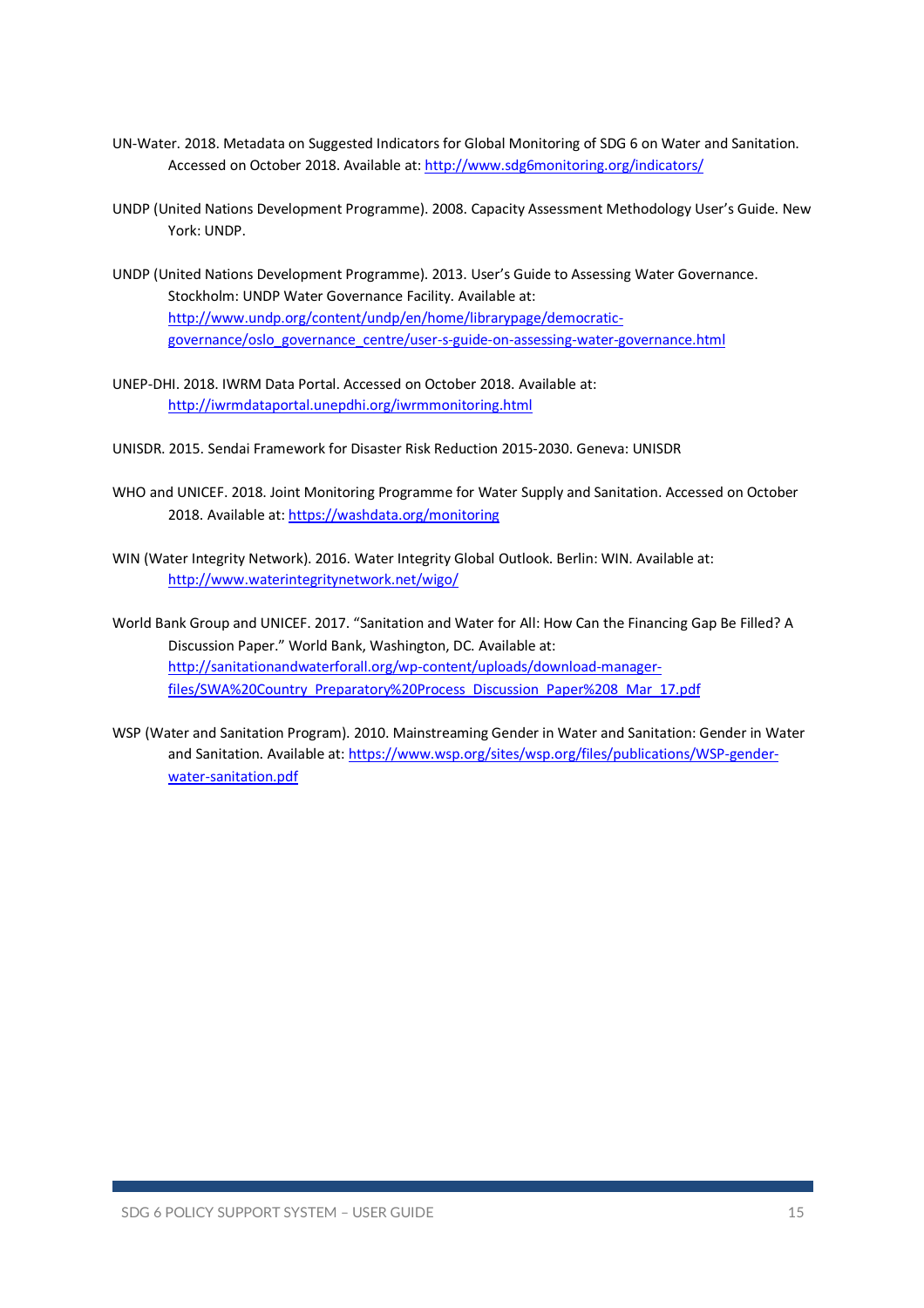UN-Water. 2018. Metadata on Suggested Indicators for Global Monitoring of SDG 6 on Water and Sanitation. Accessed on October 2018. Available at: http://www.sdg6monitoring.org/indicators/

UNDP (United Nations Development Programme). 2008. Capacity Assessment Methodology User's Guide. New York: UNDP.

UNDP (United Nations Development Programme). 2013. User's Guide to Assessing Water Governance. Stockholm: UNDP Water Governance Facility. Available at: http://www.undp.org/content/undp/en/home/librarypage/democratic-governance/oslo_governance_centre/user-s-guide-on-assessing-water-governance.html

UNEP-DHI. 2018. IWRM Data Portal. Accessed on October 2018. Available at: http://iwrmdataportal.unepdhi.org/iwrmmonitoring.html

UNISDR. 2015. Sendai Framework for Disaster Risk Reduction 2015-2030. Geneva: UNISDR

WHO and UNICEF. 2018. Joint Monitoring Programme for Water Supply and Sanitation. Accessed on October 2018. Available at: https://washdata.org/monitoring

WIN (Water Integrity Network). 2016. Water Integrity Global Outlook. Berlin: WIN. Available at: http://www.waterintegritynetwork.net/wigo/

World Bank Group and UNICEF. 2017. "Sanitation and Water for All: How Can the Financing Gap Be Filled? A Discussion Paper." World Bank, Washington, DC. Available at: http://sanitationandwaterforall.org/wp-content/uploads/download-manager-files/SWA%20Country_Preparatory%20Process_Discussion_Paper%208_Mar_17.pdf

WSP (Water and Sanitation Program). 2010. Mainstreaming Gender in Water and Sanitation: Gender in Water and Sanitation. Available at: https://www.wsp.org/sites/wsp.org/files/publications/WSP-gender-water-sanitation.pdf